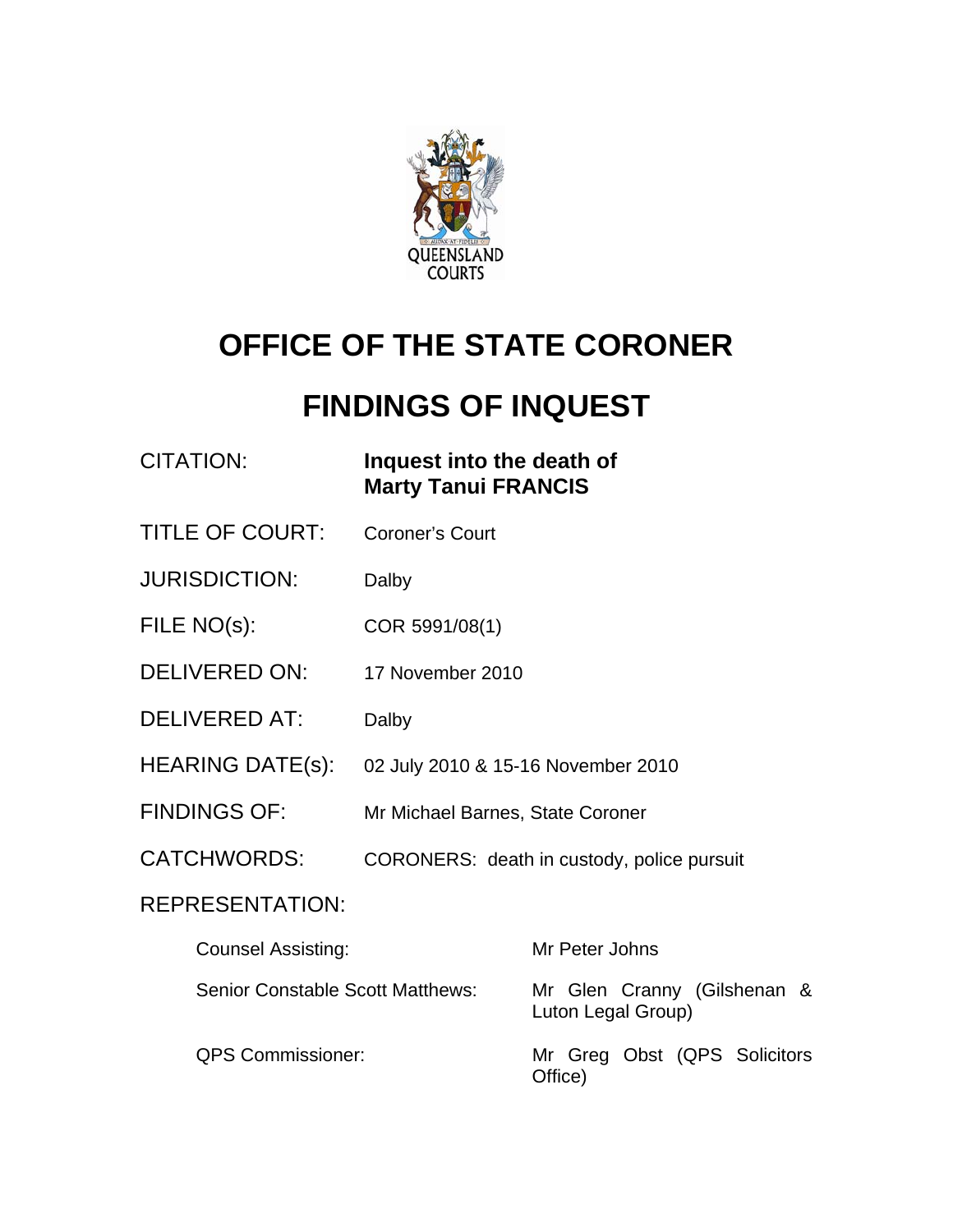QUEENSLAND COURTS

# OFFICE OF THE STATE CORONER

# FINDINGS OF INQUEST

| | |
|---|---|
| CITATION: | **Inquest into the death of Marty Tanui FRANCIS** |
| TITLE OF COURT: | Coroner's Court |
| JURISDICTION: | Dalby |
| FILE NO(s): | COR 5991/08(1) |
| DELIVERED ON: | 17 November 2010 |
| DELIVERED AT: | Dalby |
| HEARING DATE(s): | 02 July 2010 & 15-16 November 2010 |
| FINDINGS OF: | Mr Michael Barnes, State Coroner |
| CATCHWORDS: | CORONERS: death in custody, police pursuit |

REPRESENTATION:

| | |
|---|---|
| Counsel Assisting: | Mr Peter Johns |
| Senior Constable Scott Matthews: | Mr Glen Cranny (Gilshenan & Luton Legal Group) |
| QPS Commissioner: | Mr Greg Obst (QPS Solicitors Office) |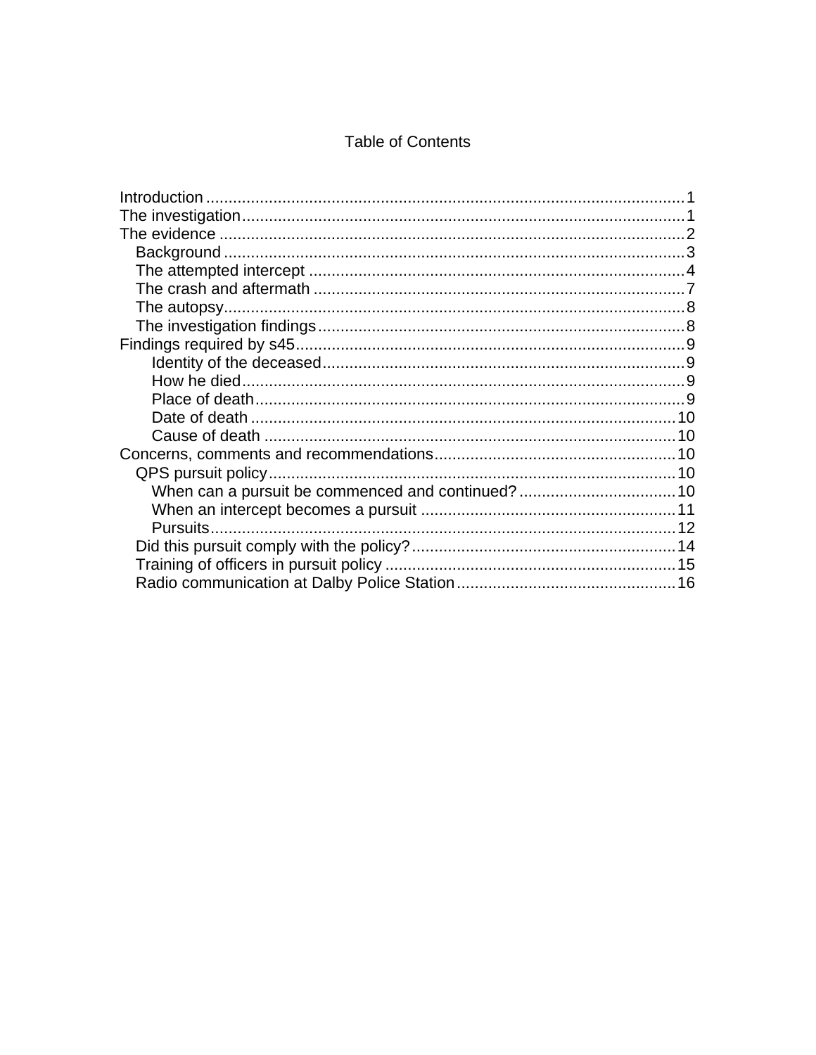# Table of Contents

- Introduction ... 1
- The investigation ... 1
- The evidence ... 2
  - Background ... 3
  - The attempted intercept ... 4
  - The crash and aftermath ... 7
  - The autopsy ... 8
  - The investigation findings ... 8
- Findings required by s45 ... 9
  - Identity of the deceased ... 9
  - How he died ... 9
  - Place of death ... 9
  - Date of death ... 10
  - Cause of death ... 10
- Concerns, comments and recommendations ... 10
  - QPS pursuit policy ... 10
    - When can a pursuit be commenced and continued? ... 10
    - When an intercept becomes a pursuit ... 11
    - Pursuits ... 12
  - Did this pursuit comply with the policy? ... 14
  - Training of officers in pursuit policy ... 15
  - Radio communication at Dalby Police Station ... 16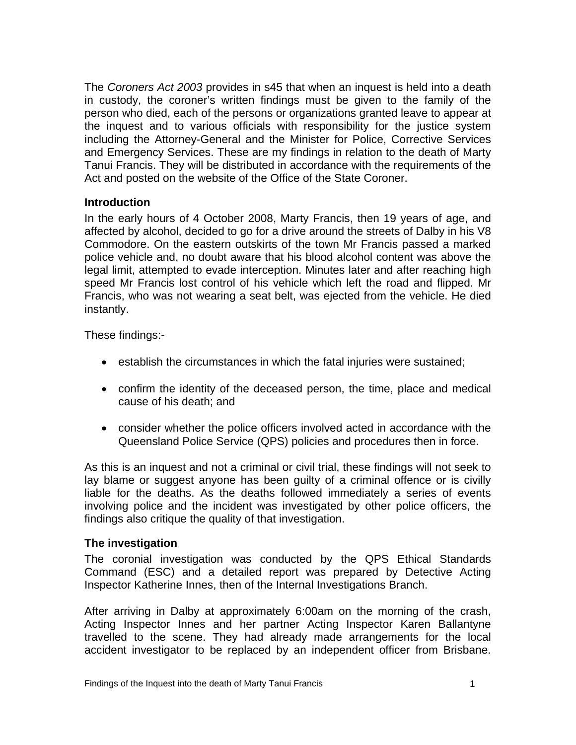The *Coroners Act 2003* provides in s45 that when an inquest is held into a death in custody, the coroner's written findings must be given to the family of the person who died, each of the persons or organizations granted leave to appear at the inquest and to various officials with responsibility for the justice system including the Attorney-General and the Minister for Police, Corrective Services and Emergency Services. These are my findings in relation to the death of Marty Tanui Francis. They will be distributed in accordance with the requirements of the Act and posted on the website of the Office of the State Coroner.

### Introduction

In the early hours of 4 October 2008, Marty Francis, then 19 years of age, and affected by alcohol, decided to go for a drive around the streets of Dalby in his V8 Commodore. On the eastern outskirts of the town Mr Francis passed a marked police vehicle and, no doubt aware that his blood alcohol content was above the legal limit, attempted to evade interception. Minutes later and after reaching high speed Mr Francis lost control of his vehicle which left the road and flipped. Mr Francis, who was not wearing a seat belt, was ejected from the vehicle. He died instantly.

These findings:-

- establish the circumstances in which the fatal injuries were sustained;
- confirm the identity of the deceased person, the time, place and medical cause of his death; and
- consider whether the police officers involved acted in accordance with the Queensland Police Service (QPS) policies and procedures then in force.

As this is an inquest and not a criminal or civil trial, these findings will not seek to lay blame or suggest anyone has been guilty of a criminal offence or is civilly liable for the deaths. As the deaths followed immediately a series of events involving police and the incident was investigated by other police officers, the findings also critique the quality of that investigation.

### The investigation

The coronial investigation was conducted by the QPS Ethical Standards Command (ESC) and a detailed report was prepared by Detective Acting Inspector Katherine Innes, then of the Internal Investigations Branch.

After arriving in Dalby at approximately 6:00am on the morning of the crash, Acting Inspector Innes and her partner Acting Inspector Karen Ballantyne travelled to the scene. They had already made arrangements for the local accident investigator to be replaced by an independent officer from Brisbane.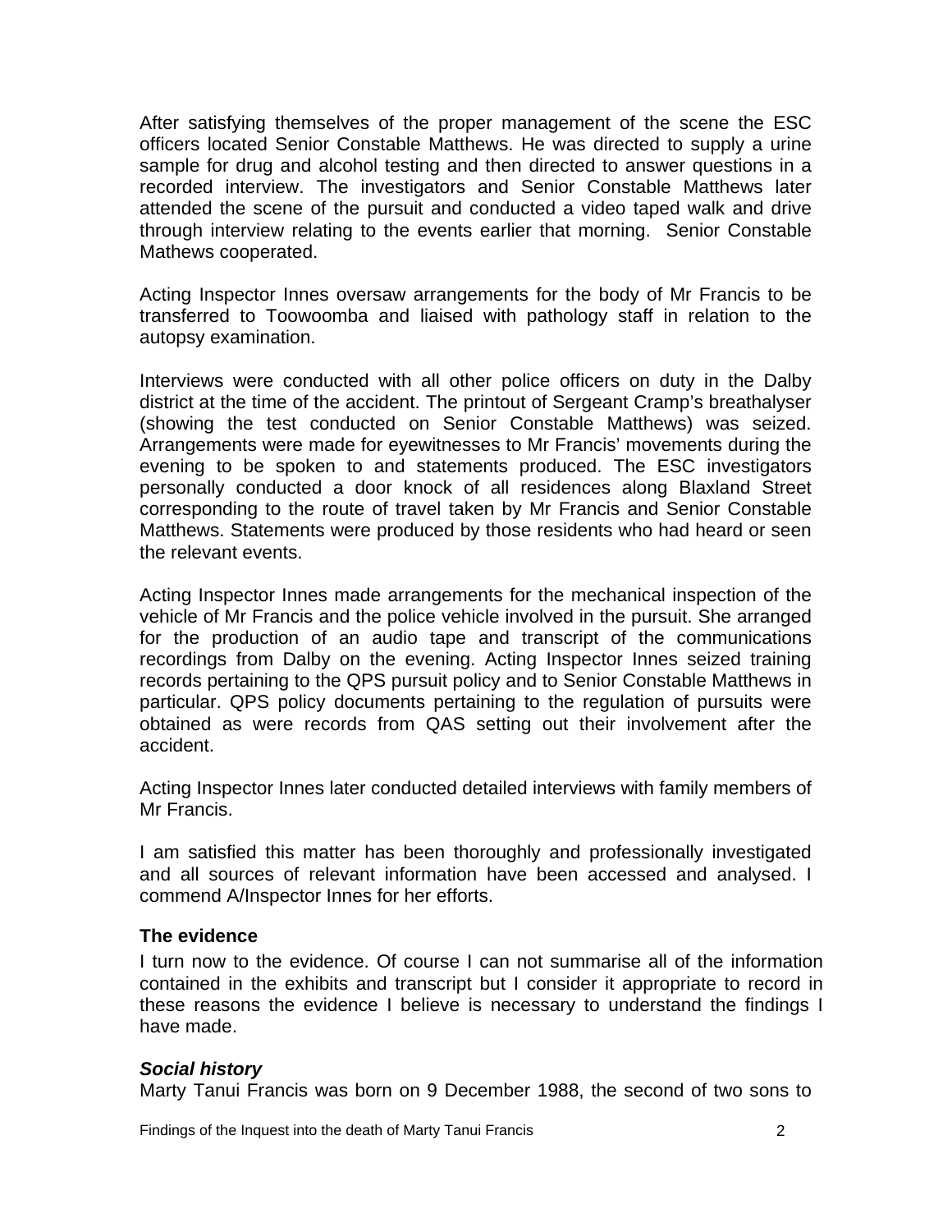After satisfying themselves of the proper management of the scene the ESC officers located Senior Constable Matthews. He was directed to supply a urine sample for drug and alcohol testing and then directed to answer questions in a recorded interview. The investigators and Senior Constable Matthews later attended the scene of the pursuit and conducted a video taped walk and drive through interview relating to the events earlier that morning. Senior Constable Mathews cooperated.

Acting Inspector Innes oversaw arrangements for the body of Mr Francis to be transferred to Toowoomba and liaised with pathology staff in relation to the autopsy examination.

Interviews were conducted with all other police officers on duty in the Dalby district at the time of the accident. The printout of Sergeant Cramp's breathalyser (showing the test conducted on Senior Constable Matthews) was seized. Arrangements were made for eyewitnesses to Mr Francis' movements during the evening to be spoken to and statements produced. The ESC investigators personally conducted a door knock of all residences along Blaxland Street corresponding to the route of travel taken by Mr Francis and Senior Constable Matthews. Statements were produced by those residents who had heard or seen the relevant events.

Acting Inspector Innes made arrangements for the mechanical inspection of the vehicle of Mr Francis and the police vehicle involved in the pursuit. She arranged for the production of an audio tape and transcript of the communications recordings from Dalby on the evening. Acting Inspector Innes seized training records pertaining to the QPS pursuit policy and to Senior Constable Matthews in particular. QPS policy documents pertaining to the regulation of pursuits were obtained as were records from QAS setting out their involvement after the accident.

Acting Inspector Innes later conducted detailed interviews with family members of Mr Francis.

I am satisfied this matter has been thoroughly and professionally investigated and all sources of relevant information have been accessed and analysed. I commend A/Inspector Innes for her efforts.

### The evidence

I turn now to the evidence. Of course I can not summarise all of the information contained in the exhibits and transcript but I consider it appropriate to record in these reasons the evidence I believe is necessary to understand the findings I have made.

#### *Social history*

Marty Tanui Francis was born on 9 December 1988, the second of two sons to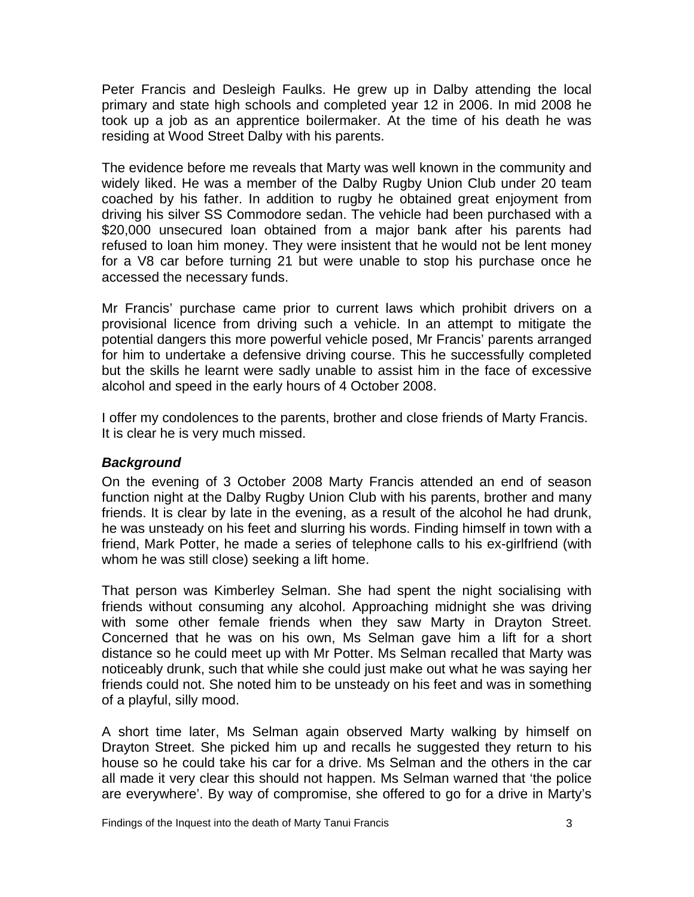Peter Francis and Desleigh Faulks. He grew up in Dalby attending the local primary and state high schools and completed year 12 in 2006. In mid 2008 he took up a job as an apprentice boilermaker. At the time of his death he was residing at Wood Street Dalby with his parents.

The evidence before me reveals that Marty was well known in the community and widely liked. He was a member of the Dalby Rugby Union Club under 20 team coached by his father. In addition to rugby he obtained great enjoyment from driving his silver SS Commodore sedan. The vehicle had been purchased with a $20,000 unsecured loan obtained from a major bank after his parents had refused to loan him money. They were insistent that he would not be lent money for a V8 car before turning 21 but were unable to stop his purchase once he accessed the necessary funds.

Mr Francis' purchase came prior to current laws which prohibit drivers on a provisional licence from driving such a vehicle. In an attempt to mitigate the potential dangers this more powerful vehicle posed, Mr Francis' parents arranged for him to undertake a defensive driving course. This he successfully completed but the skills he learnt were sadly unable to assist him in the face of excessive alcohol and speed in the early hours of 4 October 2008.

I offer my condolences to the parents, brother and close friends of Marty Francis. It is clear he is very much missed.

### *Background*

On the evening of 3 October 2008 Marty Francis attended an end of season function night at the Dalby Rugby Union Club with his parents, brother and many friends. It is clear by late in the evening, as a result of the alcohol he had drunk, he was unsteady on his feet and slurring his words. Finding himself in town with a friend, Mark Potter, he made a series of telephone calls to his ex-girlfriend (with whom he was still close) seeking a lift home.

That person was Kimberley Selman. She had spent the night socialising with friends without consuming any alcohol. Approaching midnight she was driving with some other female friends when they saw Marty in Drayton Street. Concerned that he was on his own, Ms Selman gave him a lift for a short distance so he could meet up with Mr Potter. Ms Selman recalled that Marty was noticeably drunk, such that while she could just make out what he was saying her friends could not. She noted him to be unsteady on his feet and was in something of a playful, silly mood.

A short time later, Ms Selman again observed Marty walking by himself on Drayton Street. She picked him up and recalls he suggested they return to his house so he could take his car for a drive. Ms Selman and the others in the car all made it very clear this should not happen. Ms Selman warned that 'the police are everywhere'. By way of compromise, she offered to go for a drive in Marty's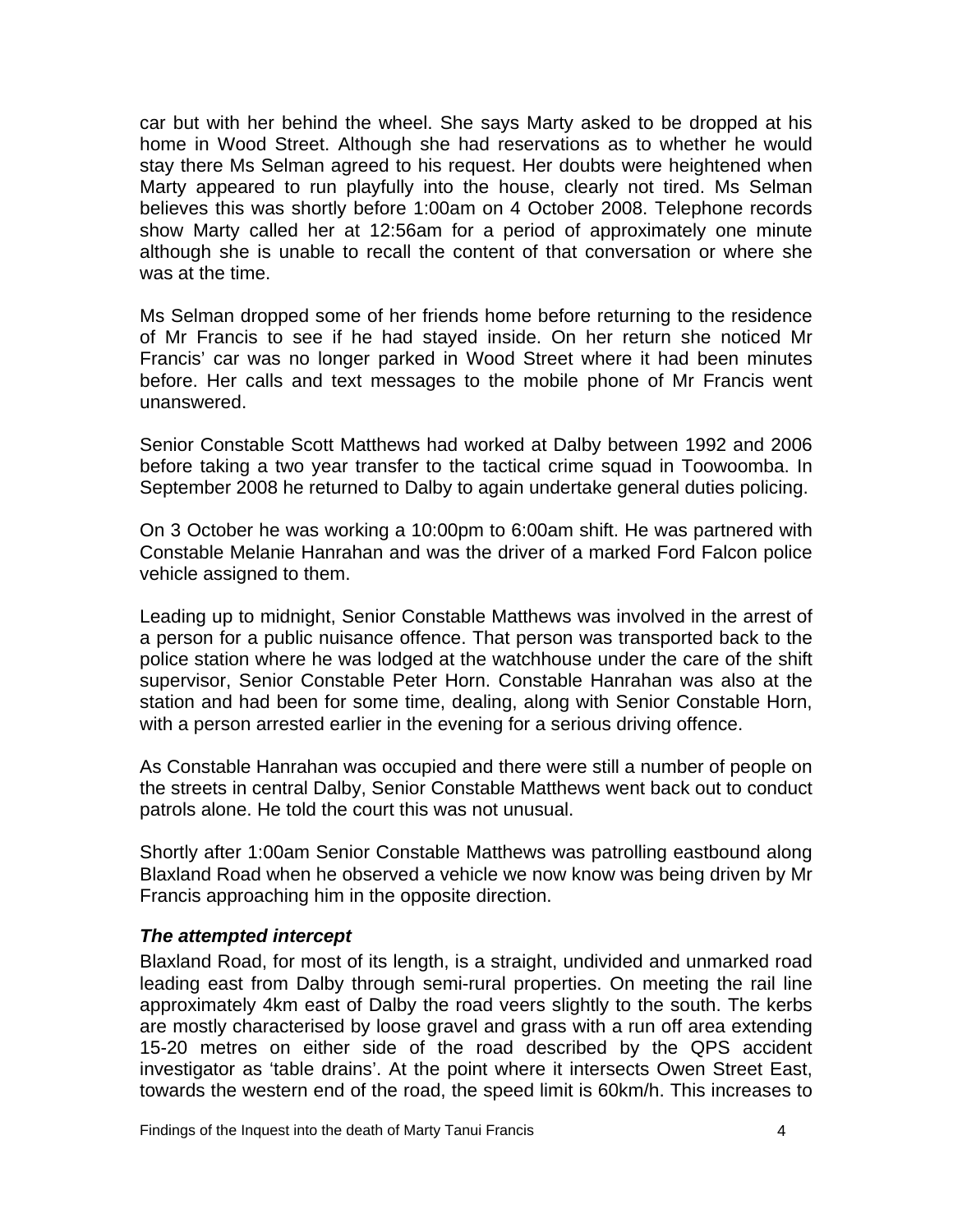car but with her behind the wheel. She says Marty asked to be dropped at his home in Wood Street. Although she had reservations as to whether he would stay there Ms Selman agreed to his request. Her doubts were heightened when Marty appeared to run playfully into the house, clearly not tired. Ms Selman believes this was shortly before 1:00am on 4 October 2008. Telephone records show Marty called her at 12:56am for a period of approximately one minute although she is unable to recall the content of that conversation or where she was at the time.

Ms Selman dropped some of her friends home before returning to the residence of Mr Francis to see if he had stayed inside. On her return she noticed Mr Francis' car was no longer parked in Wood Street where it had been minutes before. Her calls and text messages to the mobile phone of Mr Francis went unanswered.

Senior Constable Scott Matthews had worked at Dalby between 1992 and 2006 before taking a two year transfer to the tactical crime squad in Toowoomba. In September 2008 he returned to Dalby to again undertake general duties policing.

On 3 October he was working a 10:00pm to 6:00am shift. He was partnered with Constable Melanie Hanrahan and was the driver of a marked Ford Falcon police vehicle assigned to them.

Leading up to midnight, Senior Constable Matthews was involved in the arrest of a person for a public nuisance offence. That person was transported back to the police station where he was lodged at the watchhouse under the care of the shift supervisor, Senior Constable Peter Horn. Constable Hanrahan was also at the station and had been for some time, dealing, along with Senior Constable Horn, with a person arrested earlier in the evening for a serious driving offence.

As Constable Hanrahan was occupied and there were still a number of people on the streets in central Dalby, Senior Constable Matthews went back out to conduct patrols alone. He told the court this was not unusual.

Shortly after 1:00am Senior Constable Matthews was patrolling eastbound along Blaxland Road when he observed a vehicle we now know was being driven by Mr Francis approaching him in the opposite direction.

### *The attempted intercept*

Blaxland Road, for most of its length, is a straight, undivided and unmarked road leading east from Dalby through semi-rural properties. On meeting the rail line approximately 4km east of Dalby the road veers slightly to the south. The kerbs are mostly characterised by loose gravel and grass with a run off area extending 15-20 metres on either side of the road described by the QPS accident investigator as 'table drains'. At the point where it intersects Owen Street East, towards the western end of the road, the speed limit is 60km/h. This increases to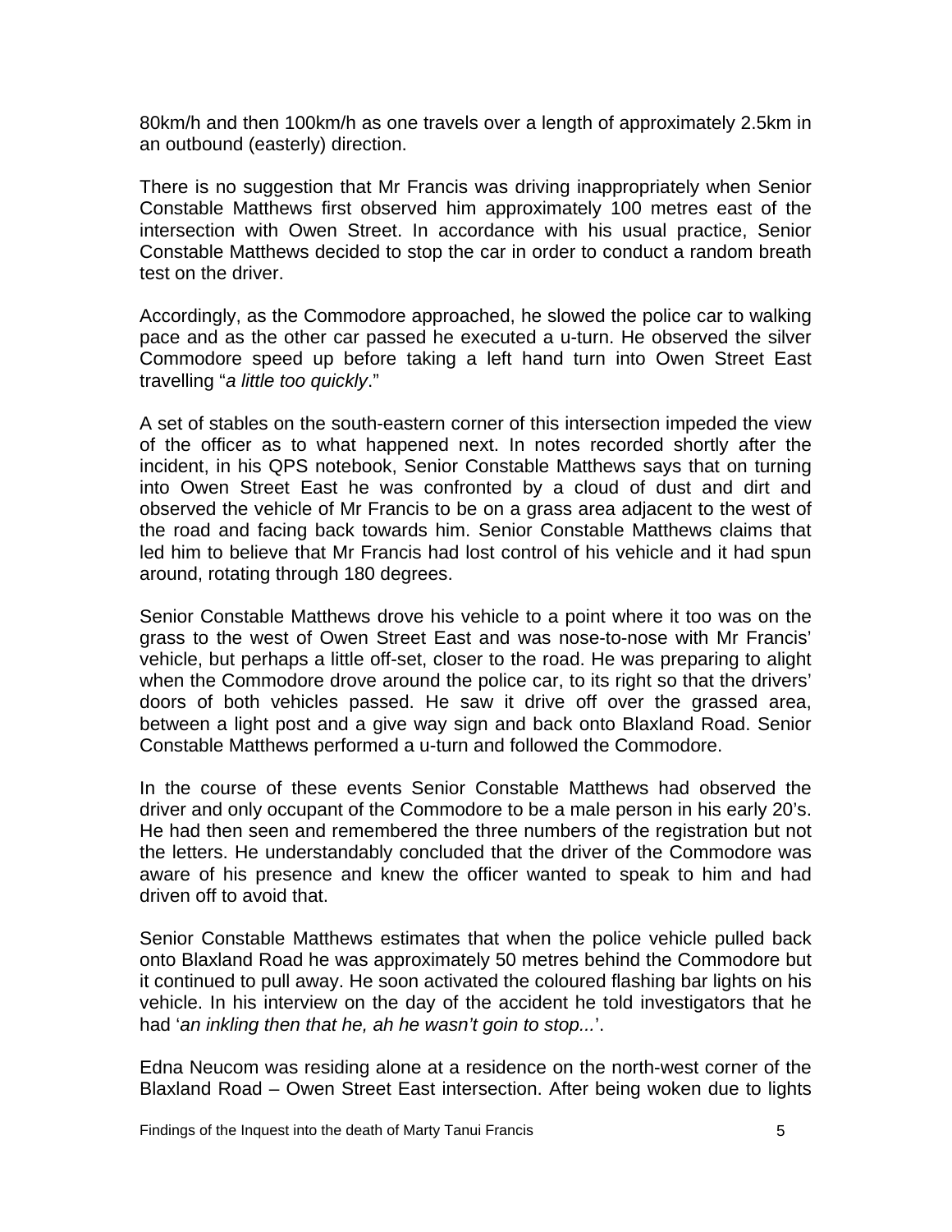80km/h and then 100km/h as one travels over a length of approximately 2.5km in an outbound (easterly) direction.

There is no suggestion that Mr Francis was driving inappropriately when Senior Constable Matthews first observed him approximately 100 metres east of the intersection with Owen Street. In accordance with his usual practice, Senior Constable Matthews decided to stop the car in order to conduct a random breath test on the driver.

Accordingly, as the Commodore approached, he slowed the police car to walking pace and as the other car passed he executed a u-turn. He observed the silver Commodore speed up before taking a left hand turn into Owen Street East travelling "*a little too quickly*."

A set of stables on the south-eastern corner of this intersection impeded the view of the officer as to what happened next. In notes recorded shortly after the incident, in his QPS notebook, Senior Constable Matthews says that on turning into Owen Street East he was confronted by a cloud of dust and dirt and observed the vehicle of Mr Francis to be on a grass area adjacent to the west of the road and facing back towards him. Senior Constable Matthews claims that led him to believe that Mr Francis had lost control of his vehicle and it had spun around, rotating through 180 degrees.

Senior Constable Matthews drove his vehicle to a point where it too was on the grass to the west of Owen Street East and was nose-to-nose with Mr Francis' vehicle, but perhaps a little off-set, closer to the road. He was preparing to alight when the Commodore drove around the police car, to its right so that the drivers' doors of both vehicles passed. He saw it drive off over the grassed area, between a light post and a give way sign and back onto Blaxland Road. Senior Constable Matthews performed a u-turn and followed the Commodore.

In the course of these events Senior Constable Matthews had observed the driver and only occupant of the Commodore to be a male person in his early 20's. He had then seen and remembered the three numbers of the registration but not the letters. He understandably concluded that the driver of the Commodore was aware of his presence and knew the officer wanted to speak to him and had driven off to avoid that.

Senior Constable Matthews estimates that when the police vehicle pulled back onto Blaxland Road he was approximately 50 metres behind the Commodore but it continued to pull away. He soon activated the coloured flashing bar lights on his vehicle. In his interview on the day of the accident he told investigators that he had '*an inkling then that he, ah he wasn't goin to stop...*'.

Edna Neucom was residing alone at a residence on the north-west corner of the Blaxland Road – Owen Street East intersection. After being woken due to lights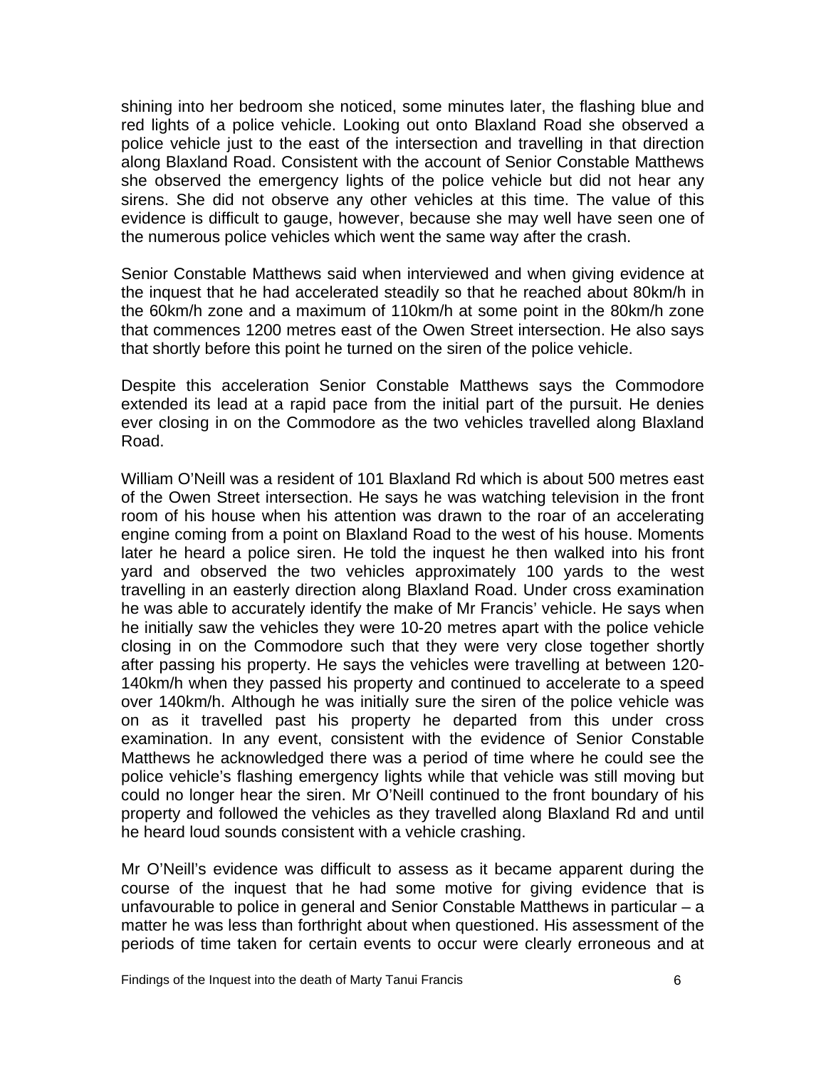shining into her bedroom she noticed, some minutes later, the flashing blue and red lights of a police vehicle. Looking out onto Blaxland Road she observed a police vehicle just to the east of the intersection and travelling in that direction along Blaxland Road. Consistent with the account of Senior Constable Matthews she observed the emergency lights of the police vehicle but did not hear any sirens. She did not observe any other vehicles at this time. The value of this evidence is difficult to gauge, however, because she may well have seen one of the numerous police vehicles which went the same way after the crash.

Senior Constable Matthews said when interviewed and when giving evidence at the inquest that he had accelerated steadily so that he reached about 80km/h in the 60km/h zone and a maximum of 110km/h at some point in the 80km/h zone that commences 1200 metres east of the Owen Street intersection. He also says that shortly before this point he turned on the siren of the police vehicle.

Despite this acceleration Senior Constable Matthews says the Commodore extended its lead at a rapid pace from the initial part of the pursuit. He denies ever closing in on the Commodore as the two vehicles travelled along Blaxland Road.

William O'Neill was a resident of 101 Blaxland Rd which is about 500 metres east of the Owen Street intersection. He says he was watching television in the front room of his house when his attention was drawn to the roar of an accelerating engine coming from a point on Blaxland Road to the west of his house. Moments later he heard a police siren. He told the inquest he then walked into his front yard and observed the two vehicles approximately 100 yards to the west travelling in an easterly direction along Blaxland Road. Under cross examination he was able to accurately identify the make of Mr Francis' vehicle. He says when he initially saw the vehicles they were 10-20 metres apart with the police vehicle closing in on the Commodore such that they were very close together shortly after passing his property. He says the vehicles were travelling at between 120-140km/h when they passed his property and continued to accelerate to a speed over 140km/h. Although he was initially sure the siren of the police vehicle was on as it travelled past his property he departed from this under cross examination. In any event, consistent with the evidence of Senior Constable Matthews he acknowledged there was a period of time where he could see the police vehicle's flashing emergency lights while that vehicle was still moving but could no longer hear the siren. Mr O'Neill continued to the front boundary of his property and followed the vehicles as they travelled along Blaxland Rd and until he heard loud sounds consistent with a vehicle crashing.

Mr O'Neill's evidence was difficult to assess as it became apparent during the course of the inquest that he had some motive for giving evidence that is unfavourable to police in general and Senior Constable Matthews in particular – a matter he was less than forthright about when questioned. His assessment of the periods of time taken for certain events to occur were clearly erroneous and at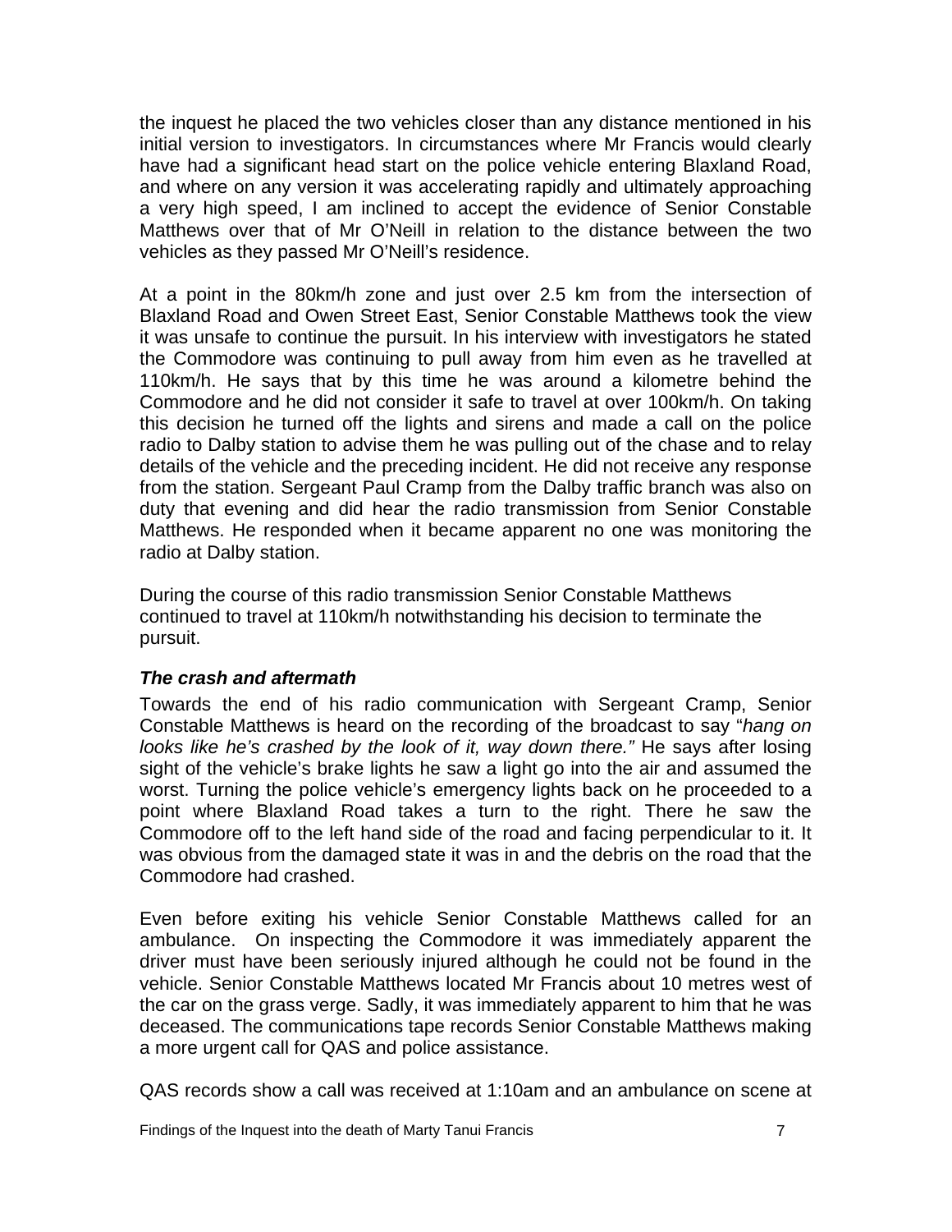the inquest he placed the two vehicles closer than any distance mentioned in his initial version to investigators. In circumstances where Mr Francis would clearly have had a significant head start on the police vehicle entering Blaxland Road, and where on any version it was accelerating rapidly and ultimately approaching a very high speed, I am inclined to accept the evidence of Senior Constable Matthews over that of Mr O'Neill in relation to the distance between the two vehicles as they passed Mr O'Neill's residence.

At a point in the 80km/h zone and just over 2.5 km from the intersection of Blaxland Road and Owen Street East, Senior Constable Matthews took the view it was unsafe to continue the pursuit. In his interview with investigators he stated the Commodore was continuing to pull away from him even as he travelled at 110km/h. He says that by this time he was around a kilometre behind the Commodore and he did not consider it safe to travel at over 100km/h. On taking this decision he turned off the lights and sirens and made a call on the police radio to Dalby station to advise them he was pulling out of the chase and to relay details of the vehicle and the preceding incident. He did not receive any response from the station. Sergeant Paul Cramp from the Dalby traffic branch was also on duty that evening and did hear the radio transmission from Senior Constable Matthews. He responded when it became apparent no one was monitoring the radio at Dalby station.

During the course of this radio transmission Senior Constable Matthews continued to travel at 110km/h notwithstanding his decision to terminate the pursuit.

### *The crash and aftermath*

Towards the end of his radio communication with Sergeant Cramp, Senior Constable Matthews is heard on the recording of the broadcast to say "*hang on looks like he's crashed by the look of it, way down there.*" He says after losing sight of the vehicle's brake lights he saw a light go into the air and assumed the worst. Turning the police vehicle's emergency lights back on he proceeded to a point where Blaxland Road takes a turn to the right. There he saw the Commodore off to the left hand side of the road and facing perpendicular to it. It was obvious from the damaged state it was in and the debris on the road that the Commodore had crashed.

Even before exiting his vehicle Senior Constable Matthews called for an ambulance. On inspecting the Commodore it was immediately apparent the driver must have been seriously injured although he could not be found in the vehicle. Senior Constable Matthews located Mr Francis about 10 metres west of the car on the grass verge. Sadly, it was immediately apparent to him that he was deceased. The communications tape records Senior Constable Matthews making a more urgent call for QAS and police assistance.

QAS records show a call was received at 1:10am and an ambulance on scene at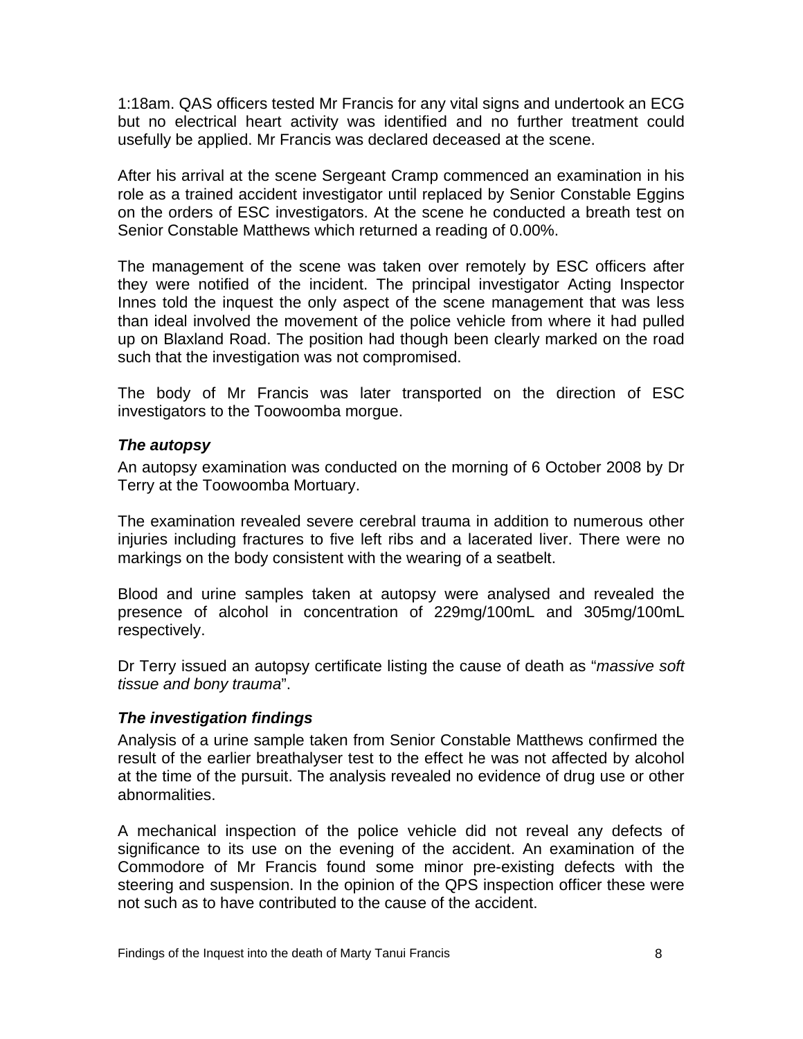1:18am. QAS officers tested Mr Francis for any vital signs and undertook an ECG but no electrical heart activity was identified and no further treatment could usefully be applied. Mr Francis was declared deceased at the scene.

After his arrival at the scene Sergeant Cramp commenced an examination in his role as a trained accident investigator until replaced by Senior Constable Eggins on the orders of ESC investigators. At the scene he conducted a breath test on Senior Constable Matthews which returned a reading of 0.00%.

The management of the scene was taken over remotely by ESC officers after they were notified of the incident. The principal investigator Acting Inspector Innes told the inquest the only aspect of the scene management that was less than ideal involved the movement of the police vehicle from where it had pulled up on Blaxland Road. The position had though been clearly marked on the road such that the investigation was not compromised.

The body of Mr Francis was later transported on the direction of ESC investigators to the Toowoomba morgue.

### *The autopsy*

An autopsy examination was conducted on the morning of 6 October 2008 by Dr Terry at the Toowoomba Mortuary.

The examination revealed severe cerebral trauma in addition to numerous other injuries including fractures to five left ribs and a lacerated liver. There were no markings on the body consistent with the wearing of a seatbelt.

Blood and urine samples taken at autopsy were analysed and revealed the presence of alcohol in concentration of 229mg/100mL and 305mg/100mL respectively.

Dr Terry issued an autopsy certificate listing the cause of death as "*massive soft tissue and bony trauma*".

### *The investigation findings*

Analysis of a urine sample taken from Senior Constable Matthews confirmed the result of the earlier breathalyser test to the effect he was not affected by alcohol at the time of the pursuit. The analysis revealed no evidence of drug use or other abnormalities.

A mechanical inspection of the police vehicle did not reveal any defects of significance to its use on the evening of the accident. An examination of the Commodore of Mr Francis found some minor pre-existing defects with the steering and suspension. In the opinion of the QPS inspection officer these were not such as to have contributed to the cause of the accident.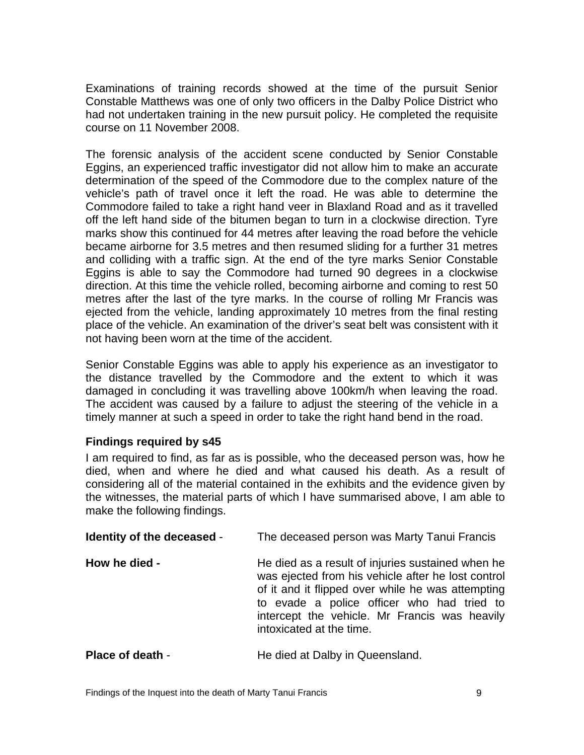Examinations of training records showed at the time of the pursuit Senior Constable Matthews was one of only two officers in the Dalby Police District who had not undertaken training in the new pursuit policy. He completed the requisite course on 11 November 2008.

The forensic analysis of the accident scene conducted by Senior Constable Eggins, an experienced traffic investigator did not allow him to make an accurate determination of the speed of the Commodore due to the complex nature of the vehicle's path of travel once it left the road. He was able to determine the Commodore failed to take a right hand veer in Blaxland Road and as it travelled off the left hand side of the bitumen began to turn in a clockwise direction. Tyre marks show this continued for 44 metres after leaving the road before the vehicle became airborne for 3.5 metres and then resumed sliding for a further 31 metres and colliding with a traffic sign. At the end of the tyre marks Senior Constable Eggins is able to say the Commodore had turned 90 degrees in a clockwise direction. At this time the vehicle rolled, becoming airborne and coming to rest 50 metres after the last of the tyre marks. In the course of rolling Mr Francis was ejected from the vehicle, landing approximately 10 metres from the final resting place of the vehicle. An examination of the driver's seat belt was consistent with it not having been worn at the time of the accident.

Senior Constable Eggins was able to apply his experience as an investigator to the distance travelled by the Commodore and the extent to which it was damaged in concluding it was travelling above 100km/h when leaving the road. The accident was caused by a failure to adjust the steering of the vehicle in a timely manner at such a speed in order to take the right hand bend in the road.

### Findings required by s45

I am required to find, as far as is possible, who the deceased person was, how he died, when and where he died and what caused his death. As a result of considering all of the material contained in the exhibits and the evidence given by the witnesses, the material parts of which I have summarised above, I am able to make the following findings.

| | |
|---|---|
| **Identity of the deceased** - | The deceased person was Marty Tanui Francis |
| **How he died -** | He died as a result of injuries sustained when he was ejected from his vehicle after he lost control of it and it flipped over while he was attempting to evade a police officer who had tried to intercept the vehicle. Mr Francis was heavily intoxicated at the time. |
| **Place of death** - | He died at Dalby in Queensland. |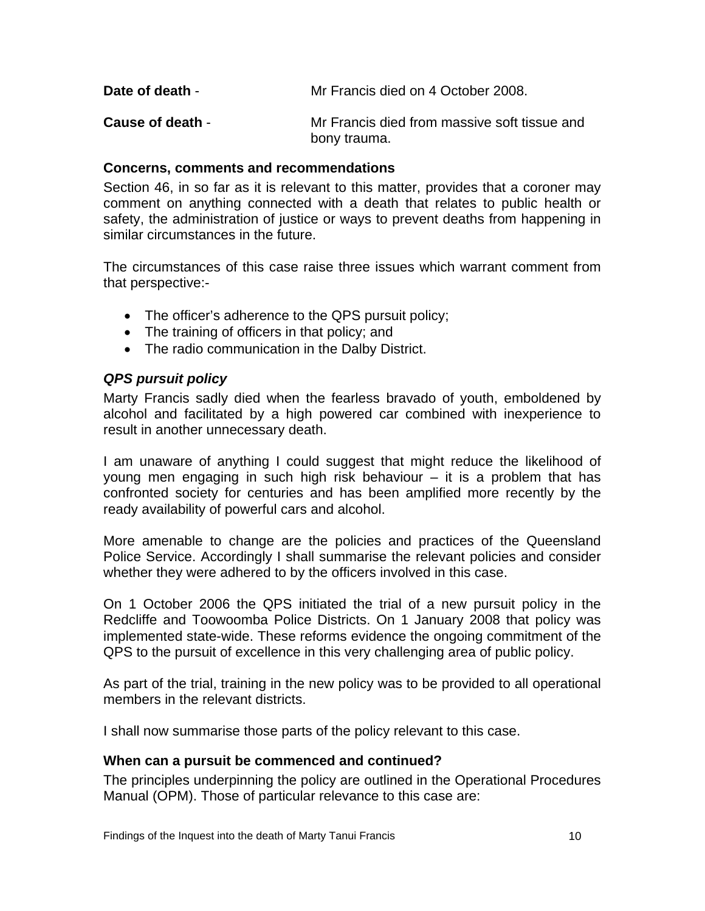**Date of death** - Mr Francis died on 4 October 2008.

**Cause of death** - Mr Francis died from massive soft tissue and bony trauma.

### Concerns, comments and recommendations

Section 46, in so far as it is relevant to this matter, provides that a coroner may comment on anything connected with a death that relates to public health or safety, the administration of justice or ways to prevent deaths from happening in similar circumstances in the future.

The circumstances of this case raise three issues which warrant comment from that perspective:-

- The officer's adherence to the QPS pursuit policy;
- The training of officers in that policy; and
- The radio communication in the Dalby District.

#### *QPS pursuit policy*

Marty Francis sadly died when the fearless bravado of youth, emboldened by alcohol and facilitated by a high powered car combined with inexperience to result in another unnecessary death.

I am unaware of anything I could suggest that might reduce the likelihood of young men engaging in such high risk behaviour – it is a problem that has confronted society for centuries and has been amplified more recently by the ready availability of powerful cars and alcohol.

More amenable to change are the policies and practices of the Queensland Police Service. Accordingly I shall summarise the relevant policies and consider whether they were adhered to by the officers involved in this case.

On 1 October 2006 the QPS initiated the trial of a new pursuit policy in the Redcliffe and Toowoomba Police Districts. On 1 January 2008 that policy was implemented state-wide. These reforms evidence the ongoing commitment of the QPS to the pursuit of excellence in this very challenging area of public policy.

As part of the trial, training in the new policy was to be provided to all operational members in the relevant districts.

I shall now summarise those parts of the policy relevant to this case.

### When can a pursuit be commenced and continued?

The principles underpinning the policy are outlined in the Operational Procedures Manual (OPM). Those of particular relevance to this case are: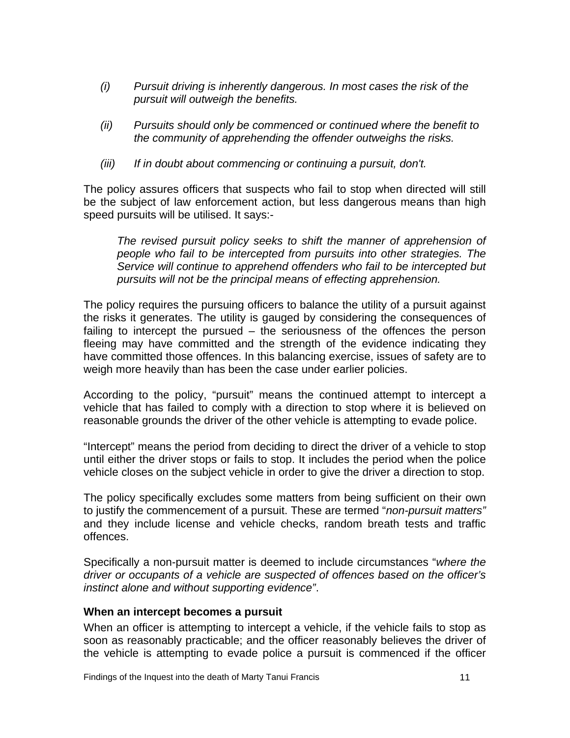> *(i)* *Pursuit driving is inherently dangerous. In most cases the risk of the pursuit will outweigh the benefits.*
>
> *(ii)* *Pursuits should only be commenced or continued where the benefit to the community of apprehending the offender outweighs the risks.*
>
> *(iii)* *If in doubt about commencing or continuing a pursuit, don't.*

The policy assures officers that suspects who fail to stop when directed will still be the subject of law enforcement action, but less dangerous means than high speed pursuits will be utilised. It says:-

> *The revised pursuit policy seeks to shift the manner of apprehension of people who fail to be intercepted from pursuits into other strategies. The Service will continue to apprehend offenders who fail to be intercepted but pursuits will not be the principal means of effecting apprehension.*

The policy requires the pursuing officers to balance the utility of a pursuit against the risks it generates. The utility is gauged by considering the consequences of failing to intercept the pursued – the seriousness of the offences the person fleeing may have committed and the strength of the evidence indicating they have committed those offences. In this balancing exercise, issues of safety are to weigh more heavily than has been the case under earlier policies.

According to the policy, "pursuit" means the continued attempt to intercept a vehicle that has failed to comply with a direction to stop where it is believed on reasonable grounds the driver of the other vehicle is attempting to evade police.

"Intercept" means the period from deciding to direct the driver of a vehicle to stop until either the driver stops or fails to stop. It includes the period when the police vehicle closes on the subject vehicle in order to give the driver a direction to stop.

The policy specifically excludes some matters from being sufficient on their own to justify the commencement of a pursuit. These are termed "*non-pursuit matters"* and they include license and vehicle checks, random breath tests and traffic offences.

Specifically a non-pursuit matter is deemed to include circumstances "*where the driver or occupants of a vehicle are suspected of offences based on the officer's instinct alone and without supporting evidence"*.

**When an intercept becomes a pursuit**

When an officer is attempting to intercept a vehicle, if the vehicle fails to stop as soon as reasonably practicable; and the officer reasonably believes the driver of the vehicle is attempting to evade police a pursuit is commenced if the officer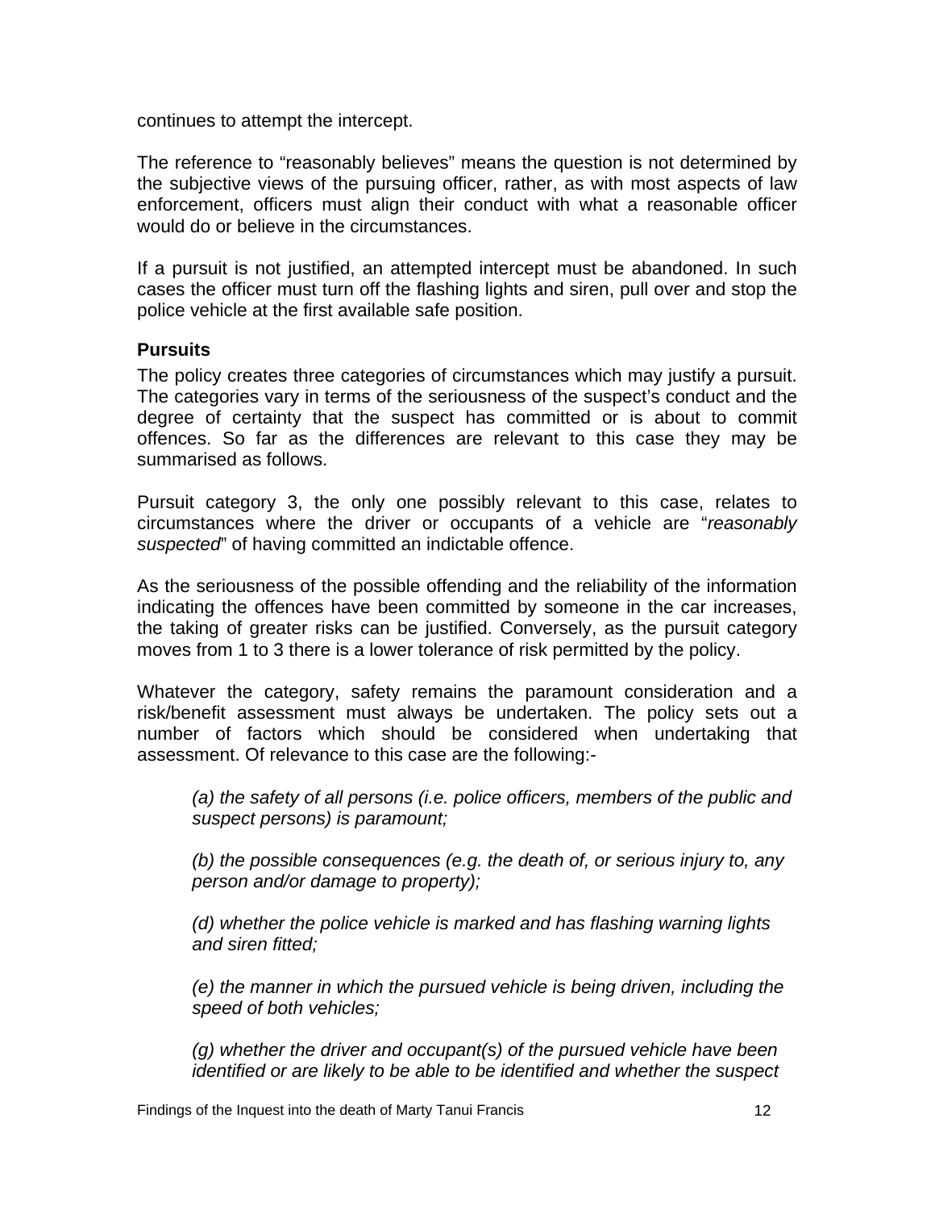continues to attempt the intercept.

The reference to "reasonably believes" means the question is not determined by the subjective views of the pursuing officer, rather, as with most aspects of law enforcement, officers must align their conduct with what a reasonable officer would do or believe in the circumstances.

If a pursuit is not justified, an attempted intercept must be abandoned. In such cases the officer must turn off the flashing lights and siren, pull over and stop the police vehicle at the first available safe position.

### Pursuits

The policy creates three categories of circumstances which may justify a pursuit. The categories vary in terms of the seriousness of the suspect's conduct and the degree of certainty that the suspect has committed or is about to commit offences. So far as the differences are relevant to this case they may be summarised as follows.

Pursuit category 3, the only one possibly relevant to this case, relates to circumstances where the driver or occupants of a vehicle are "*reasonably suspected*" of having committed an indictable offence.

As the seriousness of the possible offending and the reliability of the information indicating the offences have been committed by someone in the car increases, the taking of greater risks can be justified. Conversely, as the pursuit category moves from 1 to 3 there is a lower tolerance of risk permitted by the policy.

Whatever the category, safety remains the paramount consideration and a risk/benefit assessment must always be undertaken. The policy sets out a number of factors which should be considered when undertaking that assessment. Of relevance to this case are the following:-

> *(a) the safety of all persons (i.e. police officers, members of the public and suspect persons) is paramount;*
>
> *(b) the possible consequences (e.g. the death of, or serious injury to, any person and/or damage to property);*
>
> *(d) whether the police vehicle is marked and has flashing warning lights and siren fitted;*
>
> *(e) the manner in which the pursued vehicle is being driven, including the speed of both vehicles;*
>
> *(g) whether the driver and occupant(s) of the pursued vehicle have been identified or are likely to be able to be identified and whether the suspect*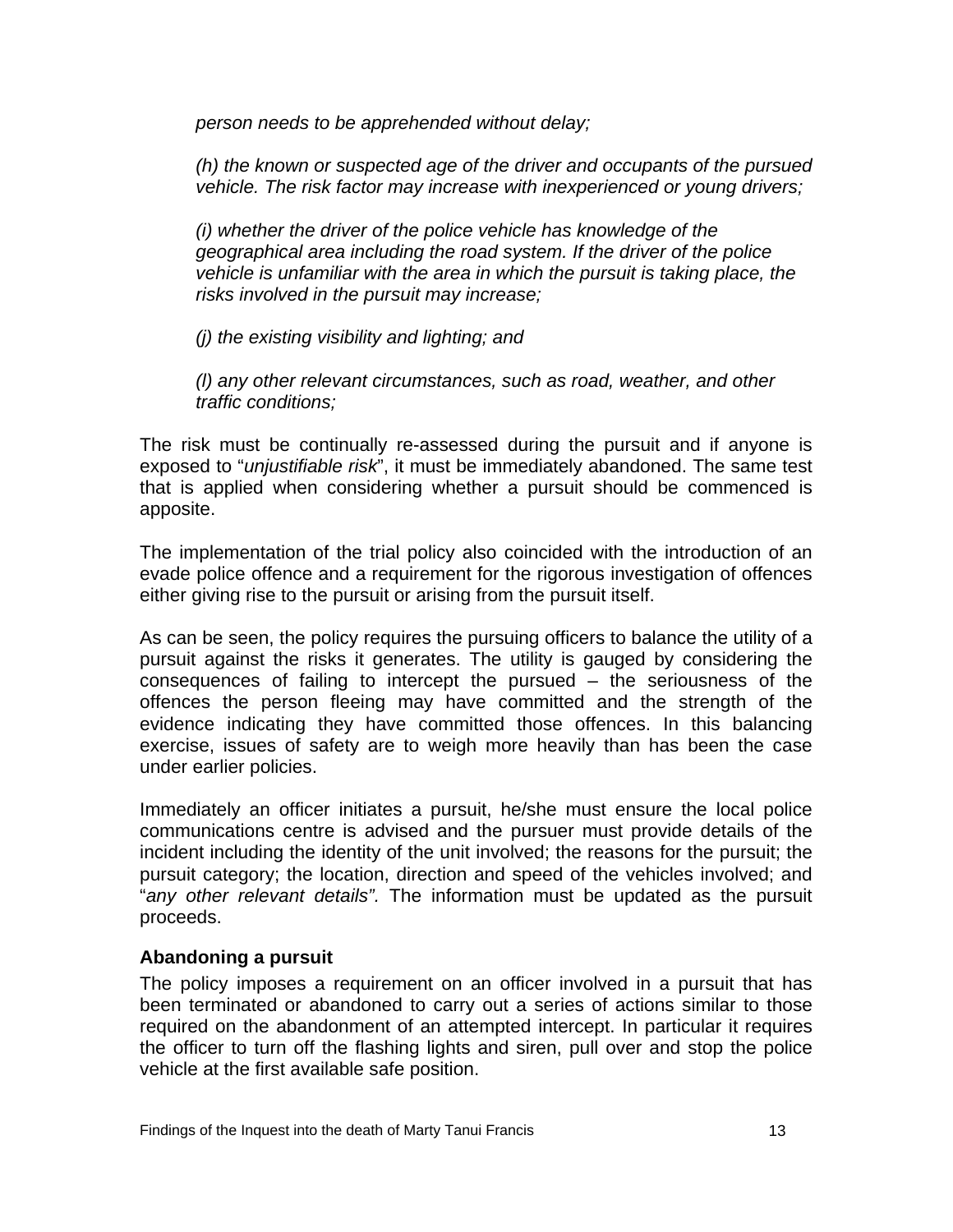*person needs to be apprehended without delay;*

*(h) the known or suspected age of the driver and occupants of the pursued vehicle. The risk factor may increase with inexperienced or young drivers;*

*(i) whether the driver of the police vehicle has knowledge of the geographical area including the road system. If the driver of the police vehicle is unfamiliar with the area in which the pursuit is taking place, the risks involved in the pursuit may increase;*

*(j) the existing visibility and lighting; and*

*(l) any other relevant circumstances, such as road, weather, and other traffic conditions;*

The risk must be continually re-assessed during the pursuit and if anyone is exposed to "*unjustifiable risk*", it must be immediately abandoned. The same test that is applied when considering whether a pursuit should be commenced is apposite.

The implementation of the trial policy also coincided with the introduction of an evade police offence and a requirement for the rigorous investigation of offences either giving rise to the pursuit or arising from the pursuit itself.

As can be seen, the policy requires the pursuing officers to balance the utility of a pursuit against the risks it generates. The utility is gauged by considering the consequences of failing to intercept the pursued – the seriousness of the offences the person fleeing may have committed and the strength of the evidence indicating they have committed those offences. In this balancing exercise, issues of safety are to weigh more heavily than has been the case under earlier policies.

Immediately an officer initiates a pursuit, he/she must ensure the local police communications centre is advised and the pursuer must provide details of the incident including the identity of the unit involved; the reasons for the pursuit; the pursuit category; the location, direction and speed of the vehicles involved; and "*any other relevant details".* The information must be updated as the pursuit proceeds.

### Abandoning a pursuit

The policy imposes a requirement on an officer involved in a pursuit that has been terminated or abandoned to carry out a series of actions similar to those required on the abandonment of an attempted intercept. In particular it requires the officer to turn off the flashing lights and siren, pull over and stop the police vehicle at the first available safe position.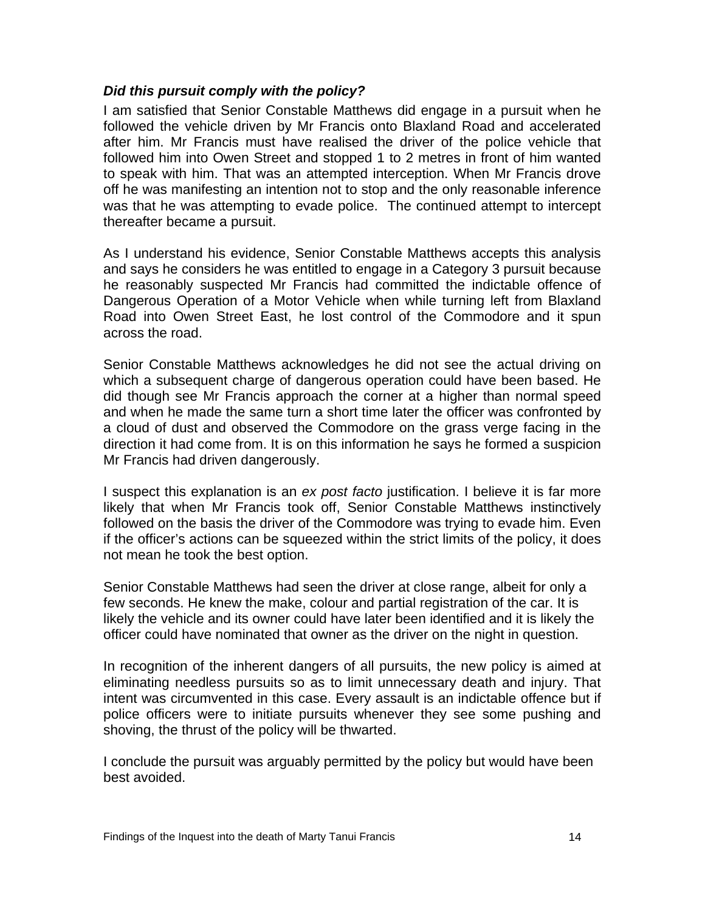### ***Did this pursuit comply with the policy?***

I am satisfied that Senior Constable Matthews did engage in a pursuit when he followed the vehicle driven by Mr Francis onto Blaxland Road and accelerated after him. Mr Francis must have realised the driver of the police vehicle that followed him into Owen Street and stopped 1 to 2 metres in front of him wanted to speak with him. That was an attempted interception. When Mr Francis drove off he was manifesting an intention not to stop and the only reasonable inference was that he was attempting to evade police. The continued attempt to intercept thereafter became a pursuit.

As I understand his evidence, Senior Constable Matthews accepts this analysis and says he considers he was entitled to engage in a Category 3 pursuit because he reasonably suspected Mr Francis had committed the indictable offence of Dangerous Operation of a Motor Vehicle when while turning left from Blaxland Road into Owen Street East, he lost control of the Commodore and it spun across the road.

Senior Constable Matthews acknowledges he did not see the actual driving on which a subsequent charge of dangerous operation could have been based. He did though see Mr Francis approach the corner at a higher than normal speed and when he made the same turn a short time later the officer was confronted by a cloud of dust and observed the Commodore on the grass verge facing in the direction it had come from. It is on this information he says he formed a suspicion Mr Francis had driven dangerously.

I suspect this explanation is an *ex post facto* justification. I believe it is far more likely that when Mr Francis took off, Senior Constable Matthews instinctively followed on the basis the driver of the Commodore was trying to evade him. Even if the officer's actions can be squeezed within the strict limits of the policy, it does not mean he took the best option.

Senior Constable Matthews had seen the driver at close range, albeit for only a few seconds. He knew the make, colour and partial registration of the car. It is likely the vehicle and its owner could have later been identified and it is likely the officer could have nominated that owner as the driver on the night in question.

In recognition of the inherent dangers of all pursuits, the new policy is aimed at eliminating needless pursuits so as to limit unnecessary death and injury. That intent was circumvented in this case. Every assault is an indictable offence but if police officers were to initiate pursuits whenever they see some pushing and shoving, the thrust of the policy will be thwarted.

I conclude the pursuit was arguably permitted by the policy but would have been best avoided.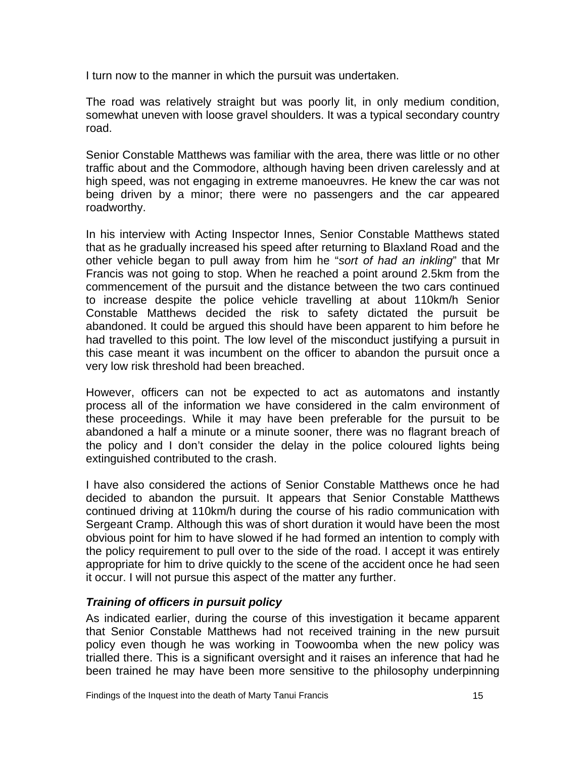I turn now to the manner in which the pursuit was undertaken.

The road was relatively straight but was poorly lit, in only medium condition, somewhat uneven with loose gravel shoulders. It was a typical secondary country road.

Senior Constable Matthews was familiar with the area, there was little or no other traffic about and the Commodore, although having been driven carelessly and at high speed, was not engaging in extreme manoeuvres. He knew the car was not being driven by a minor; there were no passengers and the car appeared roadworthy.

In his interview with Acting Inspector Innes, Senior Constable Matthews stated that as he gradually increased his speed after returning to Blaxland Road and the other vehicle began to pull away from him he "*sort of had an inkling*" that Mr Francis was not going to stop. When he reached a point around 2.5km from the commencement of the pursuit and the distance between the two cars continued to increase despite the police vehicle travelling at about 110km/h Senior Constable Matthews decided the risk to safety dictated the pursuit be abandoned. It could be argued this should have been apparent to him before he had travelled to this point. The low level of the misconduct justifying a pursuit in this case meant it was incumbent on the officer to abandon the pursuit once a very low risk threshold had been breached.

However, officers can not be expected to act as automatons and instantly process all of the information we have considered in the calm environment of these proceedings. While it may have been preferable for the pursuit to be abandoned a half a minute or a minute sooner, there was no flagrant breach of the policy and I don't consider the delay in the police coloured lights being extinguished contributed to the crash.

I have also considered the actions of Senior Constable Matthews once he had decided to abandon the pursuit. It appears that Senior Constable Matthews continued driving at 110km/h during the course of his radio communication with Sergeant Cramp. Although this was of short duration it would have been the most obvious point for him to have slowed if he had formed an intention to comply with the policy requirement to pull over to the side of the road. I accept it was entirely appropriate for him to drive quickly to the scene of the accident once he had seen it occur. I will not pursue this aspect of the matter any further.

### *Training of officers in pursuit policy*

As indicated earlier, during the course of this investigation it became apparent that Senior Constable Matthews had not received training in the new pursuit policy even though he was working in Toowoomba when the new policy was trialled there. This is a significant oversight and it raises an inference that had he been trained he may have been more sensitive to the philosophy underpinning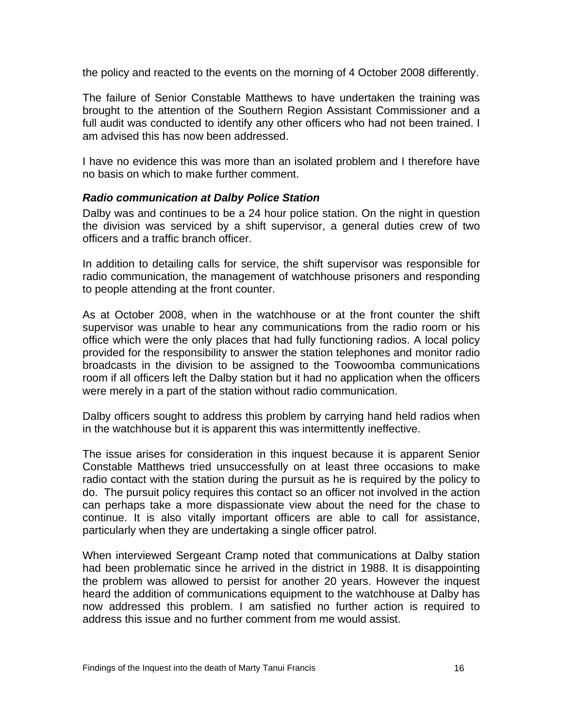the policy and reacted to the events on the morning of 4 October 2008 differently.

The failure of Senior Constable Matthews to have undertaken the training was brought to the attention of the Southern Region Assistant Commissioner and a full audit was conducted to identify any other officers who had not been trained. I am advised this has now been addressed.

I have no evidence this was more than an isolated problem and I therefore have no basis on which to make further comment.

### *Radio communication at Dalby Police Station*

Dalby was and continues to be a 24 hour police station. On the night in question the division was serviced by a shift supervisor, a general duties crew of two officers and a traffic branch officer.

In addition to detailing calls for service, the shift supervisor was responsible for radio communication, the management of watchhouse prisoners and responding to people attending at the front counter.

As at October 2008, when in the watchhouse or at the front counter the shift supervisor was unable to hear any communications from the radio room or his office which were the only places that had fully functioning radios. A local policy provided for the responsibility to answer the station telephones and monitor radio broadcasts in the division to be assigned to the Toowoomba communications room if all officers left the Dalby station but it had no application when the officers were merely in a part of the station without radio communication.

Dalby officers sought to address this problem by carrying hand held radios when in the watchhouse but it is apparent this was intermittently ineffective.

The issue arises for consideration in this inquest because it is apparent Senior Constable Matthews tried unsuccessfully on at least three occasions to make radio contact with the station during the pursuit as he is required by the policy to do. The pursuit policy requires this contact so an officer not involved in the action can perhaps take a more dispassionate view about the need for the chase to continue. It is also vitally important officers are able to call for assistance, particularly when they are undertaking a single officer patrol.

When interviewed Sergeant Cramp noted that communications at Dalby station had been problematic since he arrived in the district in 1988. It is disappointing the problem was allowed to persist for another 20 years. However the inquest heard the addition of communications equipment to the watchhouse at Dalby has now addressed this problem. I am satisfied no further action is required to address this issue and no further comment from me would assist.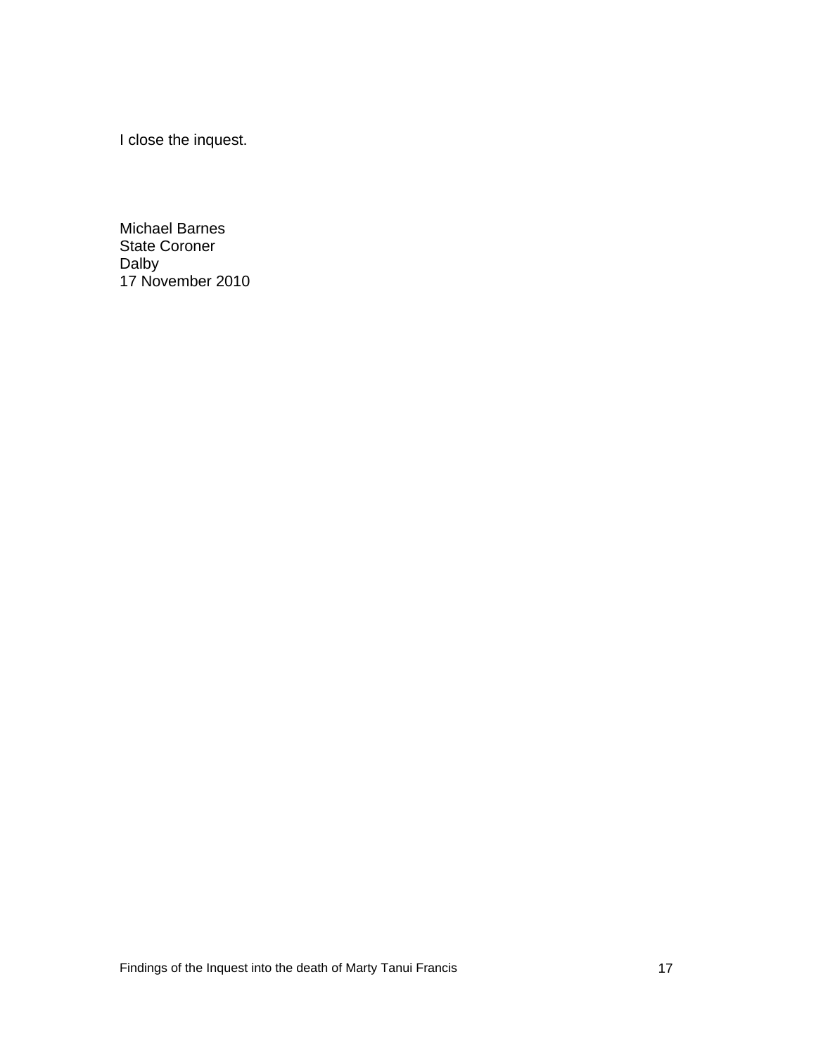I close the inquest.

Michael Barnes
State Coroner
Dalby
17 November 2010